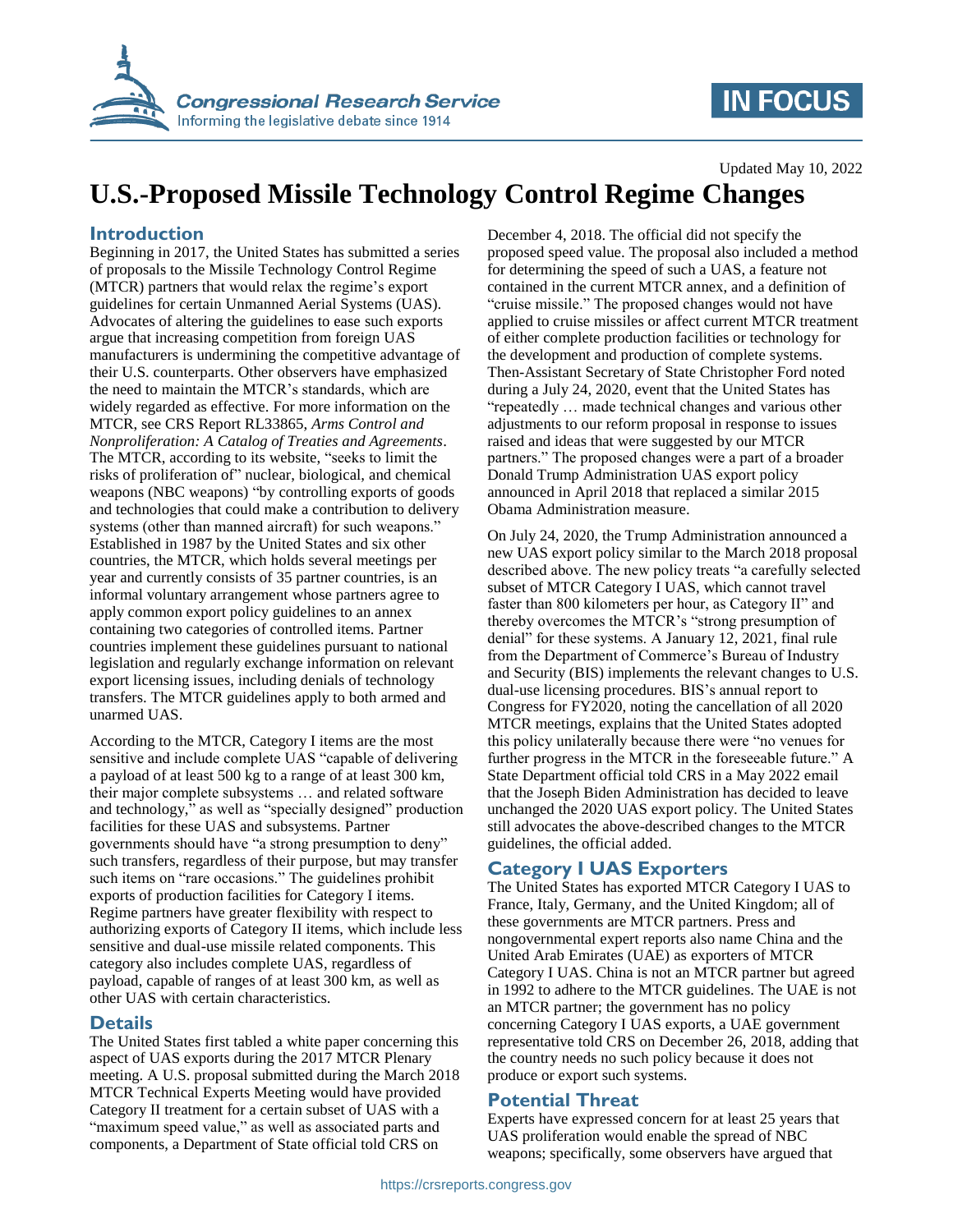Updated May 10, 2022

# U.S.-Proposed Missile Technology Control Regime Changes

## Introduction

Beginning in 2017, the United States has submitted a series of proposals to the Missile Technology Control Regime (MTCR) partners that would relax the regime's export guidelines for certain Unmanned Aerial Systems (UAS). Advocates of altering the guidelines to ease such exports argue that increasing competition from foreign UAS manufacturers is undermining the competitive advantage of their U.S. counterparts. Other observers have emphasized the need to maintain the MTCR's standards, which are widely regarded as effective. For more information on the MTCR, see CRS Report RL33865, *Arms Control and Nonproliferation: A Catalog of Treaties and Agreements*. The MTCR, according to its website, "seeks to limit the risks of proliferation of" nuclear, biological, and chemical weapons (NBC weapons) "by controlling exports of goods and technologies that could make a contribution to delivery systems (other than manned aircraft) for such weapons." Established in 1987 by the United States and six other countries, the MTCR, which holds several meetings per year and currently consists of 35 partner countries, is an informal voluntary arrangement whose partners agree to apply common export policy guidelines to an annex containing two categories of controlled items. Partner countries implement these guidelines pursuant to national legislation and regularly exchange information on relevant export licensing issues, including denials of technology transfers. The MTCR guidelines apply to both armed and unarmed UAS.

According to the MTCR, Category I items are the most sensitive and include complete UAS "capable of delivering a payload of at least 500 kg to a range of at least 300 km, their major complete subsystems … and related software and technology," as well as "specially designed" production facilities for these UAS and subsystems. Partner governments should have "a strong presumption to deny" such transfers, regardless of their purpose, but may transfer such items on "rare occasions." The guidelines prohibit exports of production facilities for Category I items. Regime partners have greater flexibility with respect to authorizing exports of Category II items, which include less sensitive and dual-use missile related components. This category also includes complete UAS, regardless of payload, capable of ranges of at least 300 km, as well as other UAS with certain characteristics.

## Details

The United States first tabled a white paper concerning this aspect of UAS exports during the 2017 MTCR Plenary meeting. A U.S. proposal submitted during the March 2018 MTCR Technical Experts Meeting would have provided Category II treatment for a certain subset of UAS with a "maximum speed value," as well as associated parts and components, a Department of State official told CRS on December 4, 2018. The official did not specify the proposed speed value. The proposal also included a method for determining the speed of such a UAS, a feature not contained in the current MTCR annex, and a definition of "cruise missile." The proposed changes would not have applied to cruise missiles or affect current MTCR treatment of either complete production facilities or technology for the development and production of complete systems. Then-Assistant Secretary of State Christopher Ford noted during a July 24, 2020, event that the United States has "repeatedly … made technical changes and various other adjustments to our reform proposal in response to issues raised and ideas that were suggested by our MTCR partners." The proposed changes were a part of a broader Donald Trump Administration UAS export policy announced in April 2018 that replaced a similar 2015 Obama Administration measure.

On July 24, 2020, the Trump Administration announced a new UAS export policy similar to the March 2018 proposal described above. The new policy treats "a carefully selected subset of MTCR Category I UAS, which cannot travel faster than 800 kilometers per hour, as Category II" and thereby overcomes the MTCR's "strong presumption of denial" for these systems. A January 12, 2021, final rule from the Department of Commerce's Bureau of Industry and Security (BIS) implements the relevant changes to U.S. dual-use licensing procedures. BIS's annual report to Congress for FY2020, noting the cancellation of all 2020 MTCR meetings, explains that the United States adopted this policy unilaterally because there were "no venues for further progress in the MTCR in the foreseeable future." A State Department official told CRS in a May 2022 email that the Joseph Biden Administration has decided to leave unchanged the 2020 UAS export policy. The United States still advocates the above-described changes to the MTCR guidelines, the official added.

## Category I UAS Exporters

The United States has exported MTCR Category I UAS to France, Italy, Germany, and the United Kingdom; all of these governments are MTCR partners. Press and nongovernmental expert reports also name China and the United Arab Emirates (UAE) as exporters of MTCR Category I UAS. China is not an MTCR partner but agreed in 1992 to adhere to the MTCR guidelines. The UAE is not an MTCR partner; the government has no policy concerning Category I UAS exports, a UAE government representative told CRS on December 26, 2018, adding that the country needs no such policy because it does not produce or export such systems.

## Potential Threat

Experts have expressed concern for at least 25 years that UAS proliferation would enable the spread of NBC weapons; specifically, some observers have argued that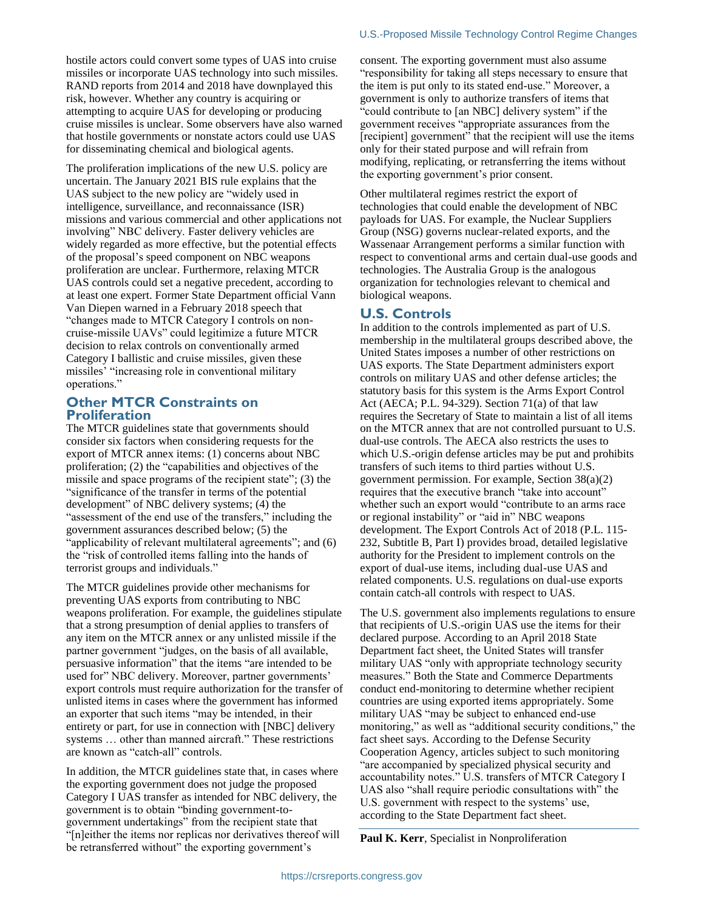hostile actors could convert some types of UAS into cruise missiles or incorporate UAS technology into such missiles. RAND reports from 2014 and 2018 have downplayed this risk, however. Whether any country is acquiring or attempting to acquire UAS for developing or producing cruise missiles is unclear. Some observers have also warned that hostile governments or nonstate actors could use UAS for disseminating chemical and biological agents.

The proliferation implications of the new U.S. policy are uncertain. The January 2021 BIS rule explains that the UAS subject to the new policy are "widely used in intelligence, surveillance, and reconnaissance (ISR) missions and various commercial and other applications not involving" NBC delivery. Faster delivery vehicles are widely regarded as more effective, but the potential effects of the proposal's speed component on NBC weapons proliferation are unclear. Furthermore, relaxing MTCR UAS controls could set a negative precedent, according to at least one expert. Former State Department official Vann Van Diepen warned in a February 2018 speech that "changes made to MTCR Category I controls on non-cruise-missile UAVs" could legitimize a future MTCR decision to relax controls on conventionally armed Category I ballistic and cruise missiles, given these missiles' "increasing role in conventional military operations."

## Other MTCR Constraints on Proliferation

The MTCR guidelines state that governments should consider six factors when considering requests for the export of MTCR annex items: (1) concerns about NBC proliferation; (2) the "capabilities and objectives of the missile and space programs of the recipient state"; (3) the "significance of the transfer in terms of the potential development" of NBC delivery systems; (4) the "assessment of the end use of the transfers," including the government assurances described below; (5) the "applicability of relevant multilateral agreements"; and (6) the "risk of controlled items falling into the hands of terrorist groups and individuals."

The MTCR guidelines provide other mechanisms for preventing UAS exports from contributing to NBC weapons proliferation. For example, the guidelines stipulate that a strong presumption of denial applies to transfers of any item on the MTCR annex or any unlisted missile if the partner government "judges, on the basis of all available, persuasive information" that the items "are intended to be used for" NBC delivery. Moreover, partner governments' export controls must require authorization for the transfer of unlisted items in cases where the government has informed an exporter that such items "may be intended, in their entirety or part, for use in connection with [NBC] delivery systems … other than manned aircraft." These restrictions are known as "catch-all" controls.

In addition, the MTCR guidelines state that, in cases where the exporting government does not judge the proposed Category I UAS transfer as intended for NBC delivery, the government is to obtain "binding government-to-government undertakings" from the recipient state that "[n]either the items nor replicas nor derivatives thereof will be retransferred without" the exporting government's consent. The exporting government must also assume "responsibility for taking all steps necessary to ensure that the item is put only to its stated end-use." Moreover, a government is only to authorize transfers of items that "could contribute to [an NBC] delivery system" if the government receives "appropriate assurances from the [recipient] government" that the recipient will use the items only for their stated purpose and will refrain from modifying, replicating, or retransferring the items without the exporting government's prior consent.

Other multilateral regimes restrict the export of technologies that could enable the development of NBC payloads for UAS. For example, the Nuclear Suppliers Group (NSG) governs nuclear-related exports, and the Wassenaar Arrangement performs a similar function with respect to conventional arms and certain dual-use goods and technologies. The Australia Group is the analogous organization for technologies relevant to chemical and biological weapons.

## U.S. Controls

In addition to the controls implemented as part of U.S. membership in the multilateral groups described above, the United States imposes a number of other restrictions on UAS exports. The State Department administers export controls on military UAS and other defense articles; the statutory basis for this system is the Arms Export Control Act (AECA; P.L. 94-329). Section 71(a) of that law requires the Secretary of State to maintain a list of all items on the MTCR annex that are not controlled pursuant to U.S. dual-use controls. The AECA also restricts the uses to which U.S.-origin defense articles may be put and prohibits transfers of such items to third parties without U.S. government permission. For example, Section 38(a)(2) requires that the executive branch "take into account" whether such an export would "contribute to an arms race or regional instability" or "aid in" NBC weapons development. The Export Controls Act of 2018 (P.L. 115-232, Subtitle B, Part I) provides broad, detailed legislative authority for the President to implement controls on the export of dual-use items, including dual-use UAS and related components. U.S. regulations on dual-use exports contain catch-all controls with respect to UAS.

The U.S. government also implements regulations to ensure that recipients of U.S.-origin UAS use the items for their declared purpose. According to an April 2018 State Department fact sheet, the United States will transfer military UAS "only with appropriate technology security measures." Both the State and Commerce Departments conduct end-monitoring to determine whether recipient countries are using exported items appropriately. Some military UAS "may be subject to enhanced end-use monitoring," as well as "additional security conditions," the fact sheet says. According to the Defense Security Cooperation Agency, articles subject to such monitoring "are accompanied by specialized physical security and accountability notes." U.S. transfers of MTCR Category I UAS also "shall require periodic consultations with" the U.S. government with respect to the systems' use, according to the State Department fact sheet.

**Paul K. Kerr**, Specialist in Nonproliferation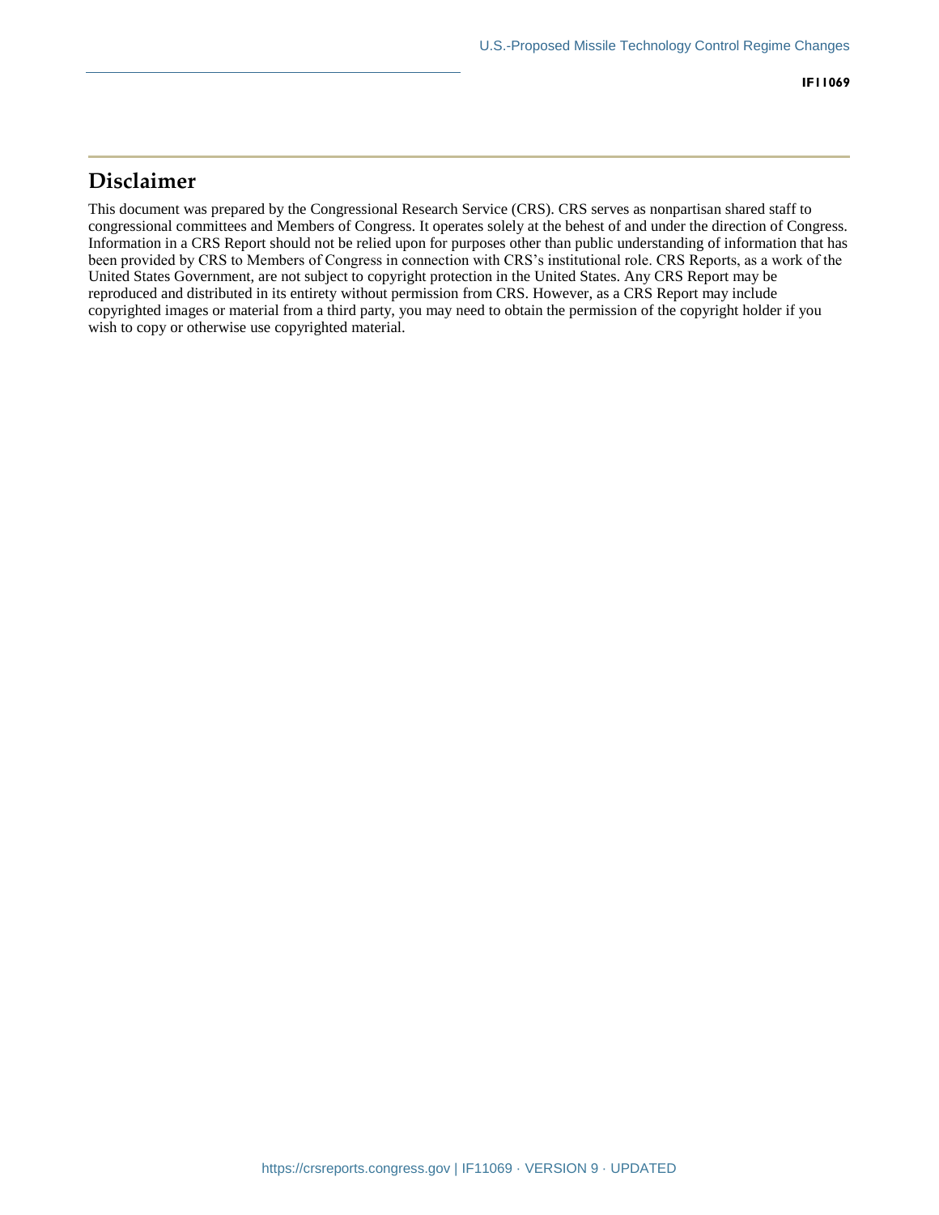## Disclaimer

This document was prepared by the Congressional Research Service (CRS). CRS serves as nonpartisan shared staff to congressional committees and Members of Congress. It operates solely at the behest of and under the direction of Congress. Information in a CRS Report should not be relied upon for purposes other than public understanding of information that has been provided by CRS to Members of Congress in connection with CRS's institutional role. CRS Reports, as a work of the United States Government, are not subject to copyright protection in the United States. Any CRS Report may be reproduced and distributed in its entirety without permission from CRS. However, as a CRS Report may include copyrighted images or material from a third party, you may need to obtain the permission of the copyright holder if you wish to copy or otherwise use copyrighted material.